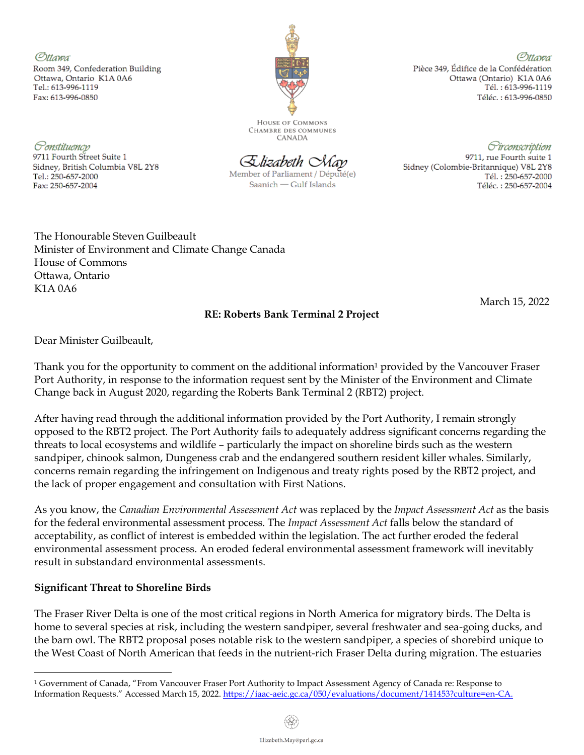*Ottawa*
Room 349, Confederation Building
Ottawa, Ontario K1A 0A6
Tel.: 613-996-1119
Fax: 613-996-0850

*Ottawa*
Pièce 349, Édifice de la Confédération
Ottawa (Ontario) K1A 0A6
Tél. : 613-996-1119
Téléc. : 613-996-0850

HOUSE OF COMMONS
CHAMBRE DES COMMUNES
CANADA

*Constituency*
9711 Fourth Street Suite 1
Sidney, British Columbia V8L 2Y8
Tel.: 250-657-2000
Fax: 250-657-2004

*Elizabeth May*
Member of Parliament / Député(e)
Saanich — Gulf Islands

*Circonscription*
9711, rue Fourth suite 1
Sidney (Colombie-Britannique) V8L 2Y8
Tél. : 250-657-2000
Téléc. : 250-657-2004

The Honourable Steven Guilbeault
Minister of Environment and Climate Change Canada
House of Commons
Ottawa, Ontario
K1A 0A6

March 15, 2022

**RE: Roberts Bank Terminal 2 Project**

Dear Minister Guilbeault,

Thank you for the opportunity to comment on the additional information[1] provided by the Vancouver Fraser Port Authority, in response to the information request sent by the Minister of the Environment and Climate Change back in August 2020, regarding the Roberts Bank Terminal 2 (RBT2) project.

After having read through the additional information provided by the Port Authority, I remain strongly opposed to the RBT2 project. The Port Authority fails to adequately address significant concerns regarding the threats to local ecosystems and wildlife – particularly the impact on shoreline birds such as the western sandpiper, chinook salmon, Dungeness crab and the endangered southern resident killer whales. Similarly, concerns remain regarding the infringement on Indigenous and treaty rights posed by the RBT2 project, and the lack of proper engagement and consultation with First Nations.

As you know, the *Canadian Environmental Assessment Act* was replaced by the *Impact Assessment Act* as the basis for the federal environmental assessment process. The *Impact Assessment Act* falls below the standard of acceptability, as conflict of interest is embedded within the legislation. The act further eroded the federal environmental assessment process. An eroded federal environmental assessment framework will inevitably result in substandard environmental assessments.

**Significant Threat to Shoreline Birds**

The Fraser River Delta is one of the most critical regions in North America for migratory birds. The Delta is home to several species at risk, including the western sandpiper, several freshwater and sea-going ducks, and the barn owl. The RBT2 proposal poses notable risk to the western sandpiper, a species of shorebird unique to the West Coast of North American that feeds in the nutrient-rich Fraser Delta during migration. The estuaries

[1] Government of Canada, "From Vancouver Fraser Port Authority to Impact Assessment Agency of Canada re: Response to Information Requests." Accessed March 15, 2022. https://iaac-aeic.gc.ca/050/evaluations/document/141453?culture=en-CA.

Elizabeth.May@parl.gc.ca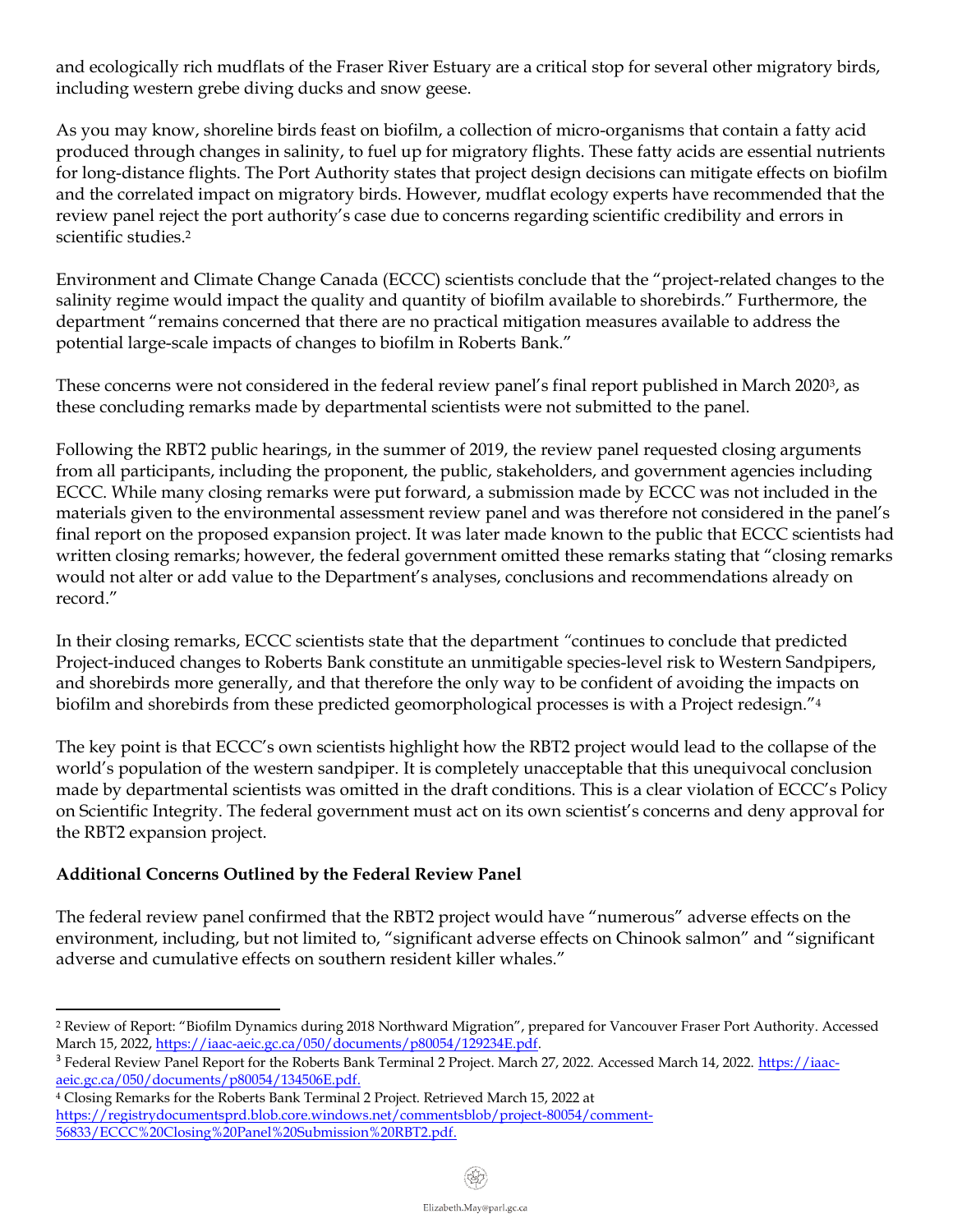and ecologically rich mudflats of the Fraser River Estuary are a critical stop for several other migratory birds, including western grebe diving ducks and snow geese.

As you may know, shoreline birds feast on biofilm, a collection of micro-organisms that contain a fatty acid produced through changes in salinity, to fuel up for migratory flights. These fatty acids are essential nutrients for long-distance flights. The Port Authority states that project design decisions can mitigate effects on biofilm and the correlated impact on migratory birds. However, mudflat ecology experts have recommended that the review panel reject the port authority's case due to concerns regarding scientific credibility and errors in scientific studies.[2]

Environment and Climate Change Canada (ECCC) scientists conclude that the "project-related changes to the salinity regime would impact the quality and quantity of biofilm available to shorebirds." Furthermore, the department "remains concerned that there are no practical mitigation measures available to address the potential large-scale impacts of changes to biofilm in Roberts Bank."

These concerns were not considered in the federal review panel's final report published in March 2020[3], as these concluding remarks made by departmental scientists were not submitted to the panel.

Following the RBT2 public hearings, in the summer of 2019, the review panel requested closing arguments from all participants, including the proponent, the public, stakeholders, and government agencies including ECCC. While many closing remarks were put forward, a submission made by ECCC was not included in the materials given to the environmental assessment review panel and was therefore not considered in the panel's final report on the proposed expansion project. It was later made known to the public that ECCC scientists had written closing remarks; however, the federal government omitted these remarks stating that "closing remarks would not alter or add value to the Department's analyses, conclusions and recommendations already on record."

In their closing remarks, ECCC scientists state that the department "continues to conclude that predicted Project-induced changes to Roberts Bank constitute an unmitigable species-level risk to Western Sandpipers, and shorebirds more generally, and that therefore the only way to be confident of avoiding the impacts on biofilm and shorebirds from these predicted geomorphological processes is with a Project redesign."[4]

The key point is that ECCC's own scientists highlight how the RBT2 project would lead to the collapse of the world's population of the western sandpiper. It is completely unacceptable that this unequivocal conclusion made by departmental scientists was omitted in the draft conditions. This is a clear violation of ECCC's Policy on Scientific Integrity. The federal government must act on its own scientist's concerns and deny approval for the RBT2 expansion project.

**Additional Concerns Outlined by the Federal Review Panel**

The federal review panel confirmed that the RBT2 project would have "numerous" adverse effects on the environment, including, but not limited to, "significant adverse effects on Chinook salmon" and "significant adverse and cumulative effects on southern resident killer whales."

---

[2] Review of Report: "Biofilm Dynamics during 2018 Northward Migration", prepared for Vancouver Fraser Port Authority. Accessed March 15, 2022, https://iaac-aeic.gc.ca/050/documents/p80054/129234E.pdf.

[3] Federal Review Panel Report for the Roberts Bank Terminal 2 Project. March 27, 2022. Accessed March 14, 2022. https://iaac-aeic.gc.ca/050/documents/p80054/134506E.pdf.

[4] Closing Remarks for the Roberts Bank Terminal 2 Project. Retrieved March 15, 2022 at https://registrydocumentsprd.blob.core.windows.net/commentsblob/project-80054/comment-56833/ECCC%20Closing%20Panel%20Submission%20RBT2.pdf.

Elizabeth.May@parl.gc.ca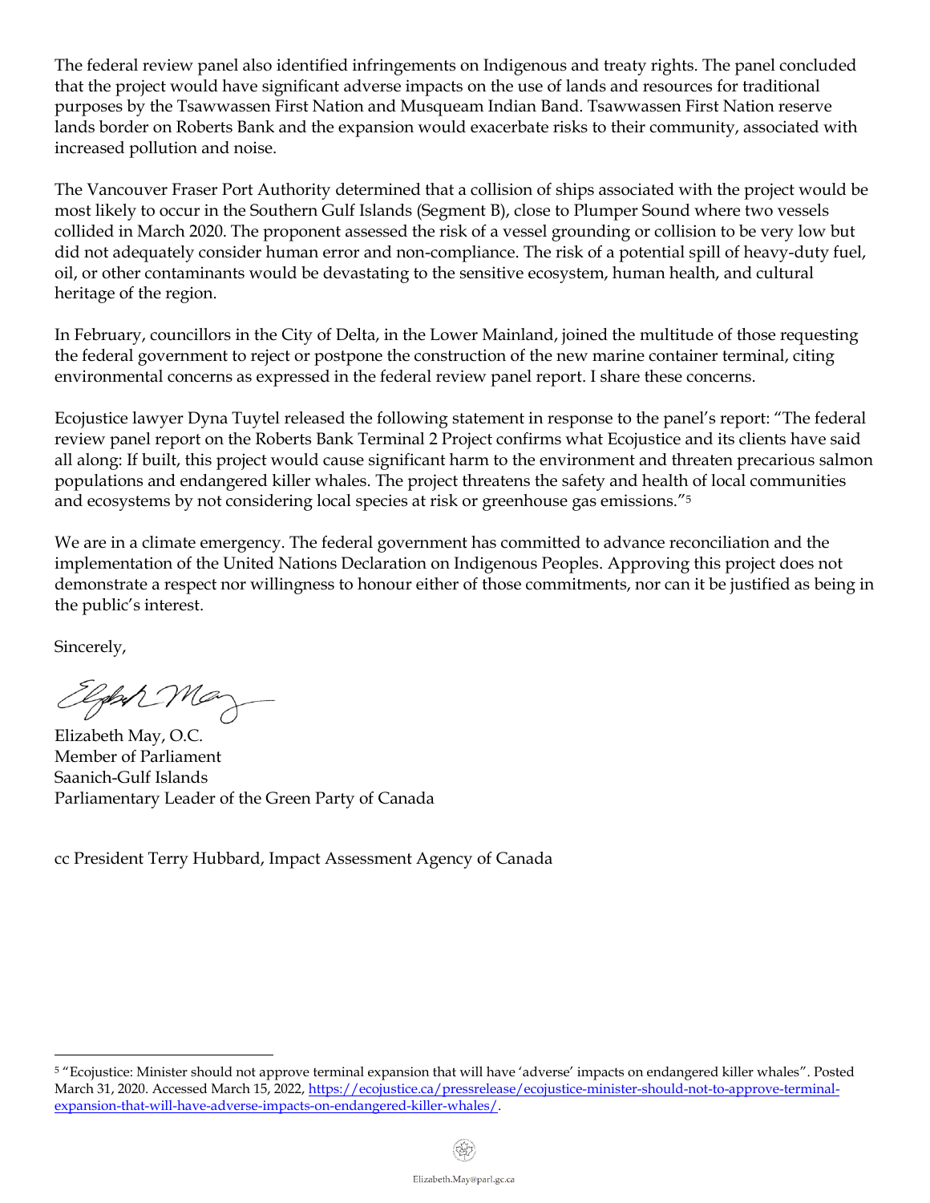The federal review panel also identified infringements on Indigenous and treaty rights. The panel concluded that the project would have significant adverse impacts on the use of lands and resources for traditional purposes by the Tsawwassen First Nation and Musqueam Indian Band. Tsawwassen First Nation reserve lands border on Roberts Bank and the expansion would exacerbate risks to their community, associated with increased pollution and noise.

The Vancouver Fraser Port Authority determined that a collision of ships associated with the project would be most likely to occur in the Southern Gulf Islands (Segment B), close to Plumper Sound where two vessels collided in March 2020. The proponent assessed the risk of a vessel grounding or collision to be very low but did not adequately consider human error and non-compliance. The risk of a potential spill of heavy-duty fuel, oil, or other contaminants would be devastating to the sensitive ecosystem, human health, and cultural heritage of the region.

In February, councillors in the City of Delta, in the Lower Mainland, joined the multitude of those requesting the federal government to reject or postpone the construction of the new marine container terminal, citing environmental concerns as expressed in the federal review panel report. I share these concerns.

Ecojustice lawyer Dyna Tuytel released the following statement in response to the panel's report: "The federal review panel report on the Roberts Bank Terminal 2 Project confirms what Ecojustice and its clients have said all along: If built, this project would cause significant harm to the environment and threaten precarious salmon populations and endangered killer whales. The project threatens the safety and health of local communities and ecosystems by not considering local species at risk or greenhouse gas emissions."[5]

We are in a climate emergency. The federal government has committed to advance reconciliation and the implementation of the United Nations Declaration on Indigenous Peoples. Approving this project does not demonstrate a respect nor willingness to honour either of those commitments, nor can it be justified as being in the public's interest.

Sincerely,

Elizabeth May, O.C.
Member of Parliament
Saanich-Gulf Islands
Parliamentary Leader of the Green Party of Canada

cc President Terry Hubbard, Impact Assessment Agency of Canada

---

[5] "Ecojustice: Minister should not approve terminal expansion that will have 'adverse' impacts on endangered killer whales". Posted March 31, 2020. Accessed March 15, 2022, https://ecojustice.ca/pressrelease/ecojustice-minister-should-not-to-approve-terminal-expansion-that-will-have-adverse-impacts-on-endangered-killer-whales/.

Elizabeth.May@parl.gc.ca